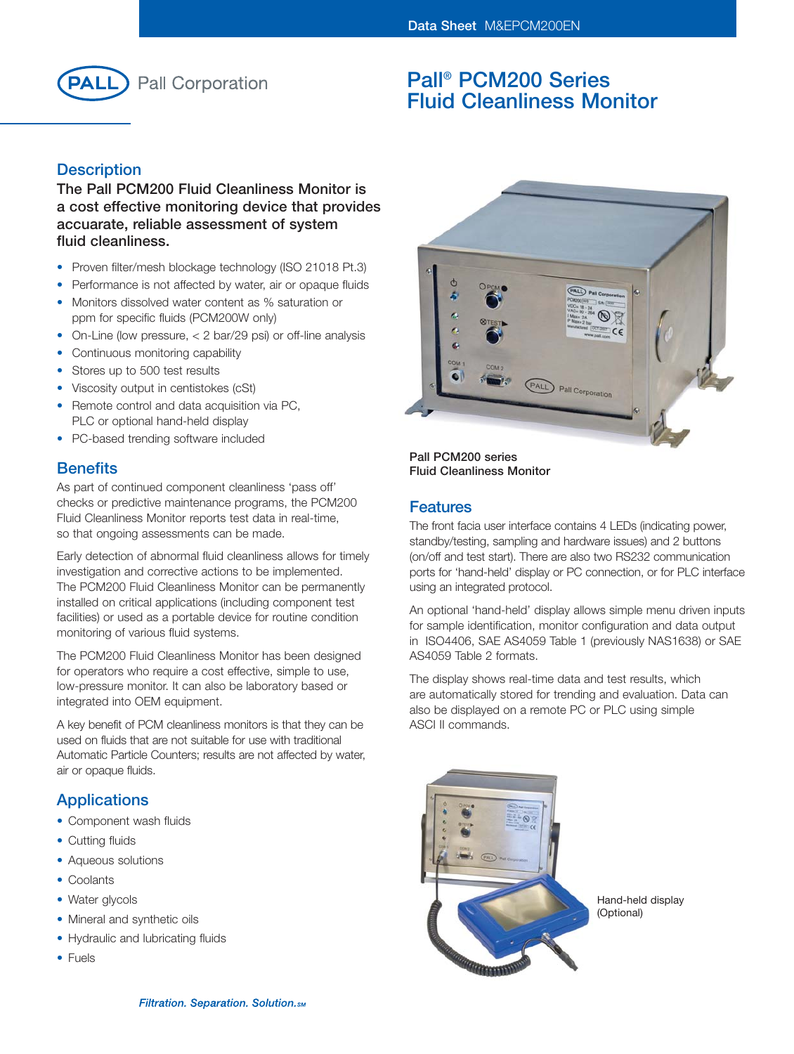# Pall® PCM200 Series Fluid Cleanliness Monitor

## Description

**The Pall PCM200 Fluid Cleanliness Monitor is a cost effective monitoring device that provides accuarate, reliable assessment of system fluid cleanliness.**

- Proven filter/mesh blockage technology (ISO 21018 Pt.3)
- Performance is not affected by water, air or opaque fluids
- Monitors dissolved water content as % saturation or ppm for specific fluids (PCM200W only)
- On-Line (low pressure, < 2 bar/29 psi) or off-line analysis
- Continuous monitoring capability
- Stores up to 500 test results
- Viscosity output in centistokes (cSt)
- Remote control and data acquisition via PC, PLC or optional hand-held display
- PC-based trending software included

## Benefits

As part of continued component cleanliness 'pass off' checks or predictive maintenance programs, the PCM200 Fluid Cleanliness Monitor reports test data in real-time, so that ongoing assessments can be made.

Early detection of abnormal fluid cleanliness allows for timely investigation and corrective actions to be implemented. The PCM200 Fluid Cleanliness Monitor can be permanently installed on critical applications (including component test facilities) or used as a portable device for routine condition monitoring of various fluid systems.

The PCM200 Fluid Cleanliness Monitor has been designed for operators who require a cost effective, simple to use, low-pressure monitor. It can also be laboratory based or integrated into OEM equipment.

A key benefit of PCM cleanliness monitors is that they can be used on fluids that are not suitable for use with traditional Automatic Particle Counters; results are not affected by water, air or opaque fluids.

## Applications

- Component wash fluids
- Cutting fluids
- Aqueous solutions
- Coolants
- Water glycols
- Mineral and synthetic oils
- Hydraulic and lubricating fluids
- Fuels

Pall PCM200 series Fluid Cleanliness Monitor

## Features

The front facia user interface contains 4 LEDs (indicating power, standby/testing, sampling and hardware issues) and 2 buttons (on/off and test start). There are also two RS232 communication ports for 'hand-held' display or PC connection, or for PLC interface using an integrated protocol.

An optional 'hand-held' display allows simple menu driven inputs for sample identification, monitor configuration and data output in ISO4406, SAE AS4059 Table 1 (previously NAS1638) or SAE AS4059 Table 2 formats.

The display shows real-time data and test results, which are automatically stored for trending and evaluation. Data can also be displayed on a remote PC or PLC using simple ASCI II commands.

Hand-held display (Optional)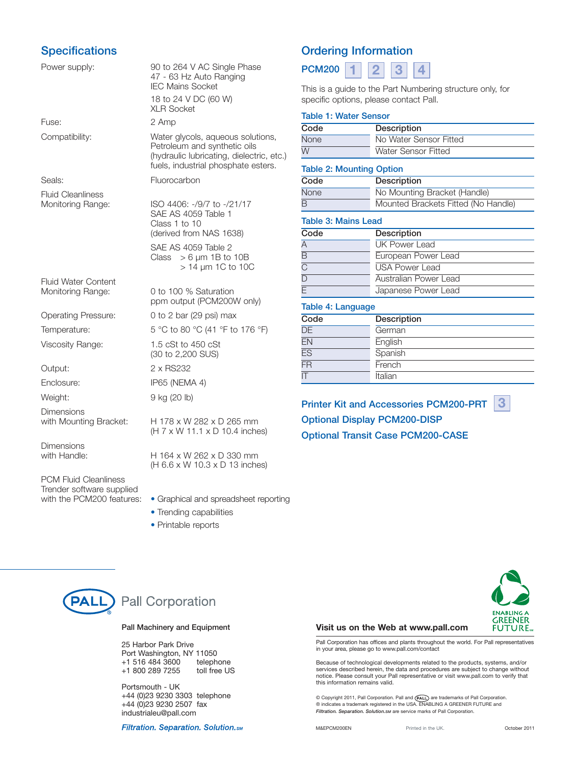## Specifications

| | |
|---|---|
| Power supply: | 90 to 264 V AC Single Phase<br>47 - 63 Hz Auto Ranging<br>IEC Mains Socket<br>18 to 24 V DC (60 W)<br>XLR Socket |
| Fuse: | 2 Amp |
| Compatibility: | Water glycols, aqueous solutions, Petroleum and synthetic oils (hydraulic lubricating, dielectric, etc.) fuels, industrial phosphate esters. |
| Seals: | Fluorocarbon |
| Fluid Cleanliness Monitoring Range: | ISO 4406: -/9/7 to -/21/17<br>SAE AS 4059 Table 1<br>Class 1 to 10<br>(derived from NAS 1638)<br>SAE AS 4059 Table 2<br>Class > 6 µm 1B to 10B<br>> 14 µm 1C to 10C |
| Fluid Water Content Monitoring Range: | 0 to 100 % Saturation<br>ppm output (PCM200W only) |
| Operating Pressure: | 0 to 2 bar (29 psi) max |
| Temperature: | 5 °C to 80 °C (41 °F to 176 °F) |
| Viscosity Range: | 1.5 cSt to 450 cSt<br>(30 to 2,200 SUS) |
| Output: | 2 x RS232 |
| Enclosure: | IP65 (NEMA 4) |
| Weight: | 9 kg (20 lb) |
| Dimensions with Mounting Bracket: | H 178 x W 282 x D 265 mm<br>(H 7 x W 11.1 x D 10.4 inches) |
| Dimensions with Handle: | H 164 x W 262 x D 330 mm<br>(H 6.6 x W 10.3 x D 13 inches) |

PCM Fluid Cleanliness Trender software supplied with the PCM200 features:

- Graphical and spreadsheet reporting
- Trending capabilities
- Printable reports

## Ordering Information

**PCM200** 1 2 3 4

This is a guide to the Part Numbering structure only, for specific options, please contact Pall.

### Table 1: Water Sensor

| Code | Description |
|---|---|
| None | No Water Sensor Fitted |
| W | Water Sensor Fitted |

### Table 2: Mounting Option

| Code | Description |
|---|---|
| None | No Mounting Bracket (Handle) |
| B | Mounted Brackets Fitted (No Handle) |

### Table 3: Mains Lead

| Code | Description |
|---|---|
| A | UK Power Lead |
| B | European Power Lead |
| C | USA Power Lead |
| D | Australian Power Lead |
| E | Japanese Power Lead |

### Table 4: Language

| Code | Description |
|---|---|
| DE | German |
| EN | English |
| ES | Spanish |
| FR | French |
| IT | Italian |

**Printer Kit and Accessories PCM200-PRT** 3

**Optional Display PCM200-DISP**

**Optional Transit Case PCM200-CASE**

Pall Corporation

**Pall Machinery and Equipment**

25 Harbor Park Drive
Port Washington, NY 11050
+1 516 484 3600 telephone
+1 800 289 7255 toll free US

Portsmouth - UK
+44 (0)23 9230 3303 telephone
+44 (0)23 9230 2507 fax
industrialeu@pall.com

*Filtration. Separation. Solution.SM*

ENABLING A GREENER FUTURE

**Visit us on the Web at www.pall.com**

Pall Corporation has offices and plants throughout the world. For Pall representatives in your area, please go to www.pall.com/contact

Because of technological developments related to the products, systems, and/or services described herein, the data and procedures are subject to change without notice. Please consult your Pall representative or visit www.pall.com to verify that this information remains valid.

© Copyright 2011, Pall Corporation. Pall and PALL are trademarks of Pall Corporation. ® indicates a trademark registered in the USA. ENABLING A GREENER FUTURE and *Filtration. Separation. Solution.SM* are service marks of Pall Corporation.

M&EPCM200EN Printed in the UK. October 2011